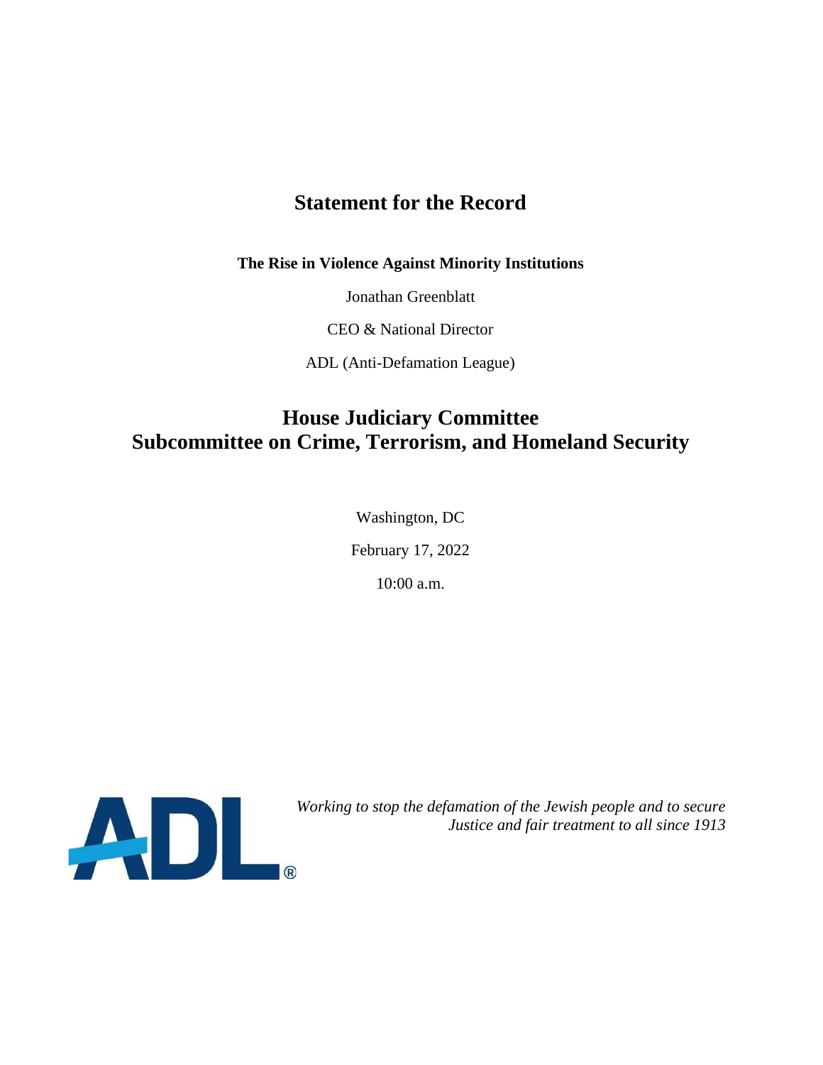# Statement for the Record

**The Rise in Violence Against Minority Institutions**

Jonathan Greenblatt

CEO & National Director

ADL (Anti-Defamation League)

## House Judiciary Committee
## Subcommittee on Crime, Terrorism, and Homeland Security

Washington, DC

February 17, 2022

10:00 a.m.

ADL®

*Working to stop the defamation of the Jewish people and to secure Justice and fair treatment to all since 1913*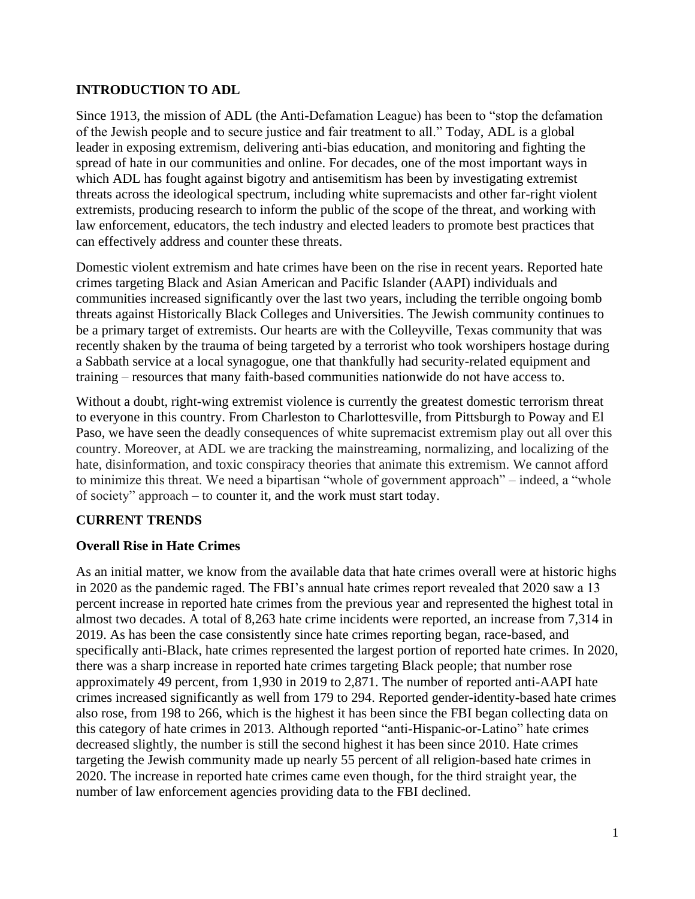## INTRODUCTION TO ADL

Since 1913, the mission of ADL (the Anti-Defamation League) has been to "stop the defamation of the Jewish people and to secure justice and fair treatment to all." Today, ADL is a global leader in exposing extremism, delivering anti-bias education, and monitoring and fighting the spread of hate in our communities and online. For decades, one of the most important ways in which ADL has fought against bigotry and antisemitism has been by investigating extremist threats across the ideological spectrum, including white supremacists and other far-right violent extremists, producing research to inform the public of the scope of the threat, and working with law enforcement, educators, the tech industry and elected leaders to promote best practices that can effectively address and counter these threats.

Domestic violent extremism and hate crimes have been on the rise in recent years. Reported hate crimes targeting Black and Asian American and Pacific Islander (AAPI) individuals and communities increased significantly over the last two years, including the terrible ongoing bomb threats against Historically Black Colleges and Universities. The Jewish community continues to be a primary target of extremists. Our hearts are with the Colleyville, Texas community that was recently shaken by the trauma of being targeted by a terrorist who took worshipers hostage during a Sabbath service at a local synagogue, one that thankfully had security-related equipment and training – resources that many faith-based communities nationwide do not have access to.

Without a doubt, right-wing extremist violence is currently the greatest domestic terrorism threat to everyone in this country. From Charleston to Charlottesville, from Pittsburgh to Poway and El Paso, we have seen the deadly consequences of white supremacist extremism play out all over this country. Moreover, at ADL we are tracking the mainstreaming, normalizing, and localizing of the hate, disinformation, and toxic conspiracy theories that animate this extremism. We cannot afford to minimize this threat. We need a bipartisan "whole of government approach" – indeed, a "whole of society" approach – to counter it, and the work must start today.

## CURRENT TRENDS

### Overall Rise in Hate Crimes

As an initial matter, we know from the available data that hate crimes overall were at historic highs in 2020 as the pandemic raged. The FBI's annual hate crimes report revealed that 2020 saw a 13 percent increase in reported hate crimes from the previous year and represented the highest total in almost two decades. A total of 8,263 hate crime incidents were reported, an increase from 7,314 in 2019. As has been the case consistently since hate crimes reporting began, race-based, and specifically anti-Black, hate crimes represented the largest portion of reported hate crimes. In 2020, there was a sharp increase in reported hate crimes targeting Black people; that number rose approximately 49 percent, from 1,930 in 2019 to 2,871. The number of reported anti-AAPI hate crimes increased significantly as well from 179 to 294. Reported gender-identity-based hate crimes also rose, from 198 to 266, which is the highest it has been since the FBI began collecting data on this category of hate crimes in 2013. Although reported "anti-Hispanic-or-Latino" hate crimes decreased slightly, the number is still the second highest it has been since 2010. Hate crimes targeting the Jewish community made up nearly 55 percent of all religion-based hate crimes in 2020. The increase in reported hate crimes came even though, for the third straight year, the number of law enforcement agencies providing data to the FBI declined.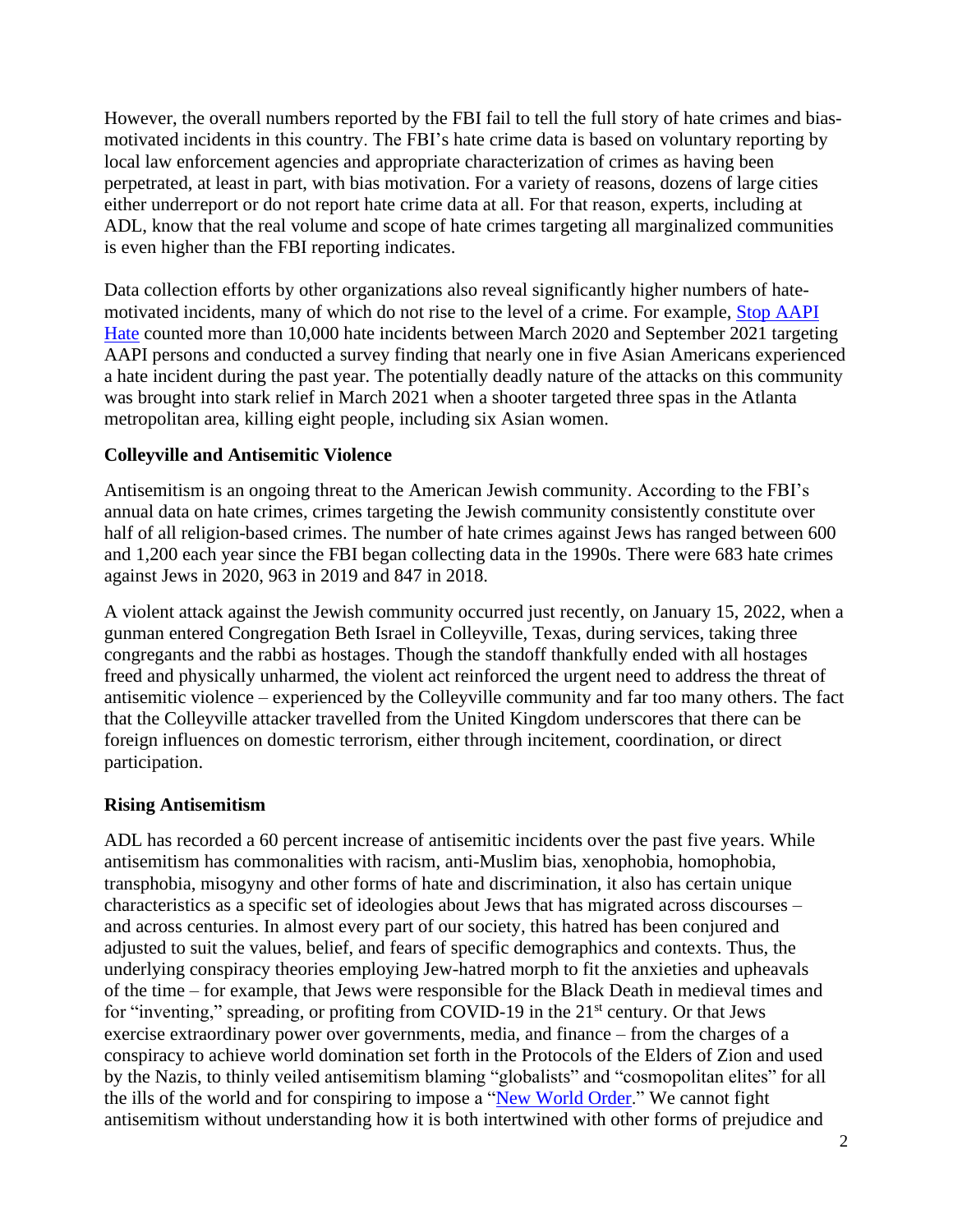However, the overall numbers reported by the FBI fail to tell the full story of hate crimes and bias-motivated incidents in this country. The FBI's hate crime data is based on voluntary reporting by local law enforcement agencies and appropriate characterization of crimes as having been perpetrated, at least in part, with bias motivation. For a variety of reasons, dozens of large cities either underreport or do not report hate crime data at all. For that reason, experts, including at ADL, know that the real volume and scope of hate crimes targeting all marginalized communities is even higher than the FBI reporting indicates.

Data collection efforts by other organizations also reveal significantly higher numbers of hate-motivated incidents, many of which do not rise to the level of a crime. For example, Stop AAPI Hate counted more than 10,000 hate incidents between March 2020 and September 2021 targeting AAPI persons and conducted a survey finding that nearly one in five Asian Americans experienced a hate incident during the past year. The potentially deadly nature of the attacks on this community was brought into stark relief in March 2021 when a shooter targeted three spas in the Atlanta metropolitan area, killing eight people, including six Asian women.

**Colleyville and Antisemitic Violence**

Antisemitism is an ongoing threat to the American Jewish community. According to the FBI's annual data on hate crimes, crimes targeting the Jewish community consistently constitute over half of all religion-based crimes. The number of hate crimes against Jews has ranged between 600 and 1,200 each year since the FBI began collecting data in the 1990s. There were 683 hate crimes against Jews in 2020, 963 in 2019 and 847 in 2018.

A violent attack against the Jewish community occurred just recently, on January 15, 2022, when a gunman entered Congregation Beth Israel in Colleyville, Texas, during services, taking three congregants and the rabbi as hostages. Though the standoff thankfully ended with all hostages freed and physically unharmed, the violent act reinforced the urgent need to address the threat of antisemitic violence – experienced by the Colleyville community and far too many others. The fact that the Colleyville attacker travelled from the United Kingdom underscores that there can be foreign influences on domestic terrorism, either through incitement, coordination, or direct participation.

**Rising Antisemitism**

ADL has recorded a 60 percent increase of antisemitic incidents over the past five years. While antisemitism has commonalities with racism, anti-Muslim bias, xenophobia, homophobia, transphobia, misogyny and other forms of hate and discrimination, it also has certain unique characteristics as a specific set of ideologies about Jews that has migrated across discourses – and across centuries. In almost every part of our society, this hatred has been conjured and adjusted to suit the values, belief, and fears of specific demographics and contexts. Thus, the underlying conspiracy theories employing Jew-hatred morph to fit the anxieties and upheavals of the time – for example, that Jews were responsible for the Black Death in medieval times and for "inventing," spreading, or profiting from COVID-19 in the 21st century. Or that Jews exercise extraordinary power over governments, media, and finance – from the charges of a conspiracy to achieve world domination set forth in the Protocols of the Elders of Zion and used by the Nazis, to thinly veiled antisemitism blaming "globalists" and "cosmopolitan elites" for all the ills of the world and for conspiring to impose a "New World Order." We cannot fight antisemitism without understanding how it is both intertwined with other forms of prejudice and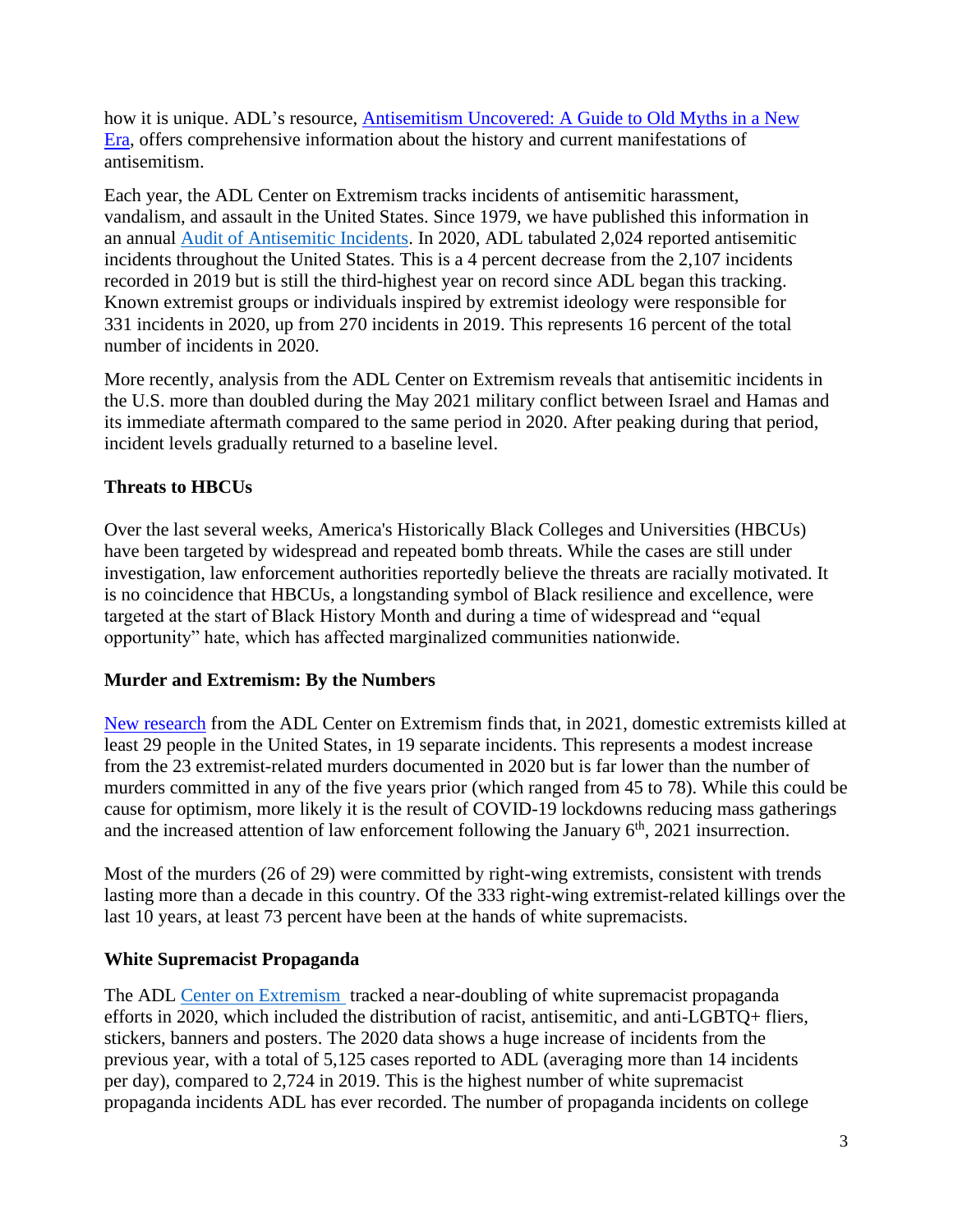how it is unique. ADL's resource, [Antisemitism Uncovered: A Guide to Old Myths in a New Era](), offers comprehensive information about the history and current manifestations of antisemitism.

Each year, the ADL Center on Extremism tracks incidents of antisemitic harassment, vandalism, and assault in the United States. Since 1979, we have published this information in an annual [Audit of Antisemitic Incidents](). In 2020, ADL tabulated 2,024 reported antisemitic incidents throughout the United States. This is a 4 percent decrease from the 2,107 incidents recorded in 2019 but is still the third-highest year on record since ADL began this tracking. Known extremist groups or individuals inspired by extremist ideology were responsible for 331 incidents in 2020, up from 270 incidents in 2019. This represents 16 percent of the total number of incidents in 2020.

More recently, analysis from the ADL Center on Extremism reveals that antisemitic incidents in the U.S. more than doubled during the May 2021 military conflict between Israel and Hamas and its immediate aftermath compared to the same period in 2020. After peaking during that period, incident levels gradually returned to a baseline level.

**Threats to HBCUs**

Over the last several weeks, America's Historically Black Colleges and Universities (HBCUs) have been targeted by widespread and repeated bomb threats. While the cases are still under investigation, law enforcement authorities reportedly believe the threats are racially motivated. It is no coincidence that HBCUs, a longstanding symbol of Black resilience and excellence, were targeted at the start of Black History Month and during a time of widespread and "equal opportunity" hate, which has affected marginalized communities nationwide.

**Murder and Extremism: By the Numbers**

[New research]() from the ADL Center on Extremism finds that, in 2021, domestic extremists killed at least 29 people in the United States, in 19 separate incidents. This represents a modest increase from the 23 extremist-related murders documented in 2020 but is far lower than the number of murders committed in any of the five years prior (which ranged from 45 to 78). While this could be cause for optimism, more likely it is the result of COVID-19 lockdowns reducing mass gatherings and the increased attention of law enforcement following the January 6th, 2021 insurrection.

Most of the murders (26 of 29) were committed by right-wing extremists, consistent with trends lasting more than a decade in this country. Of the 333 right-wing extremist-related killings over the last 10 years, at least 73 percent have been at the hands of white supremacists.

**White Supremacist Propaganda**

The ADL [Center on Extremism]() tracked a near-doubling of white supremacist propaganda efforts in 2020, which included the distribution of racist, antisemitic, and anti-LGBTQ+ fliers, stickers, banners and posters. The 2020 data shows a huge increase of incidents from the previous year, with a total of 5,125 cases reported to ADL (averaging more than 14 incidents per day), compared to 2,724 in 2019. This is the highest number of white supremacist propaganda incidents ADL has ever recorded. The number of propaganda incidents on college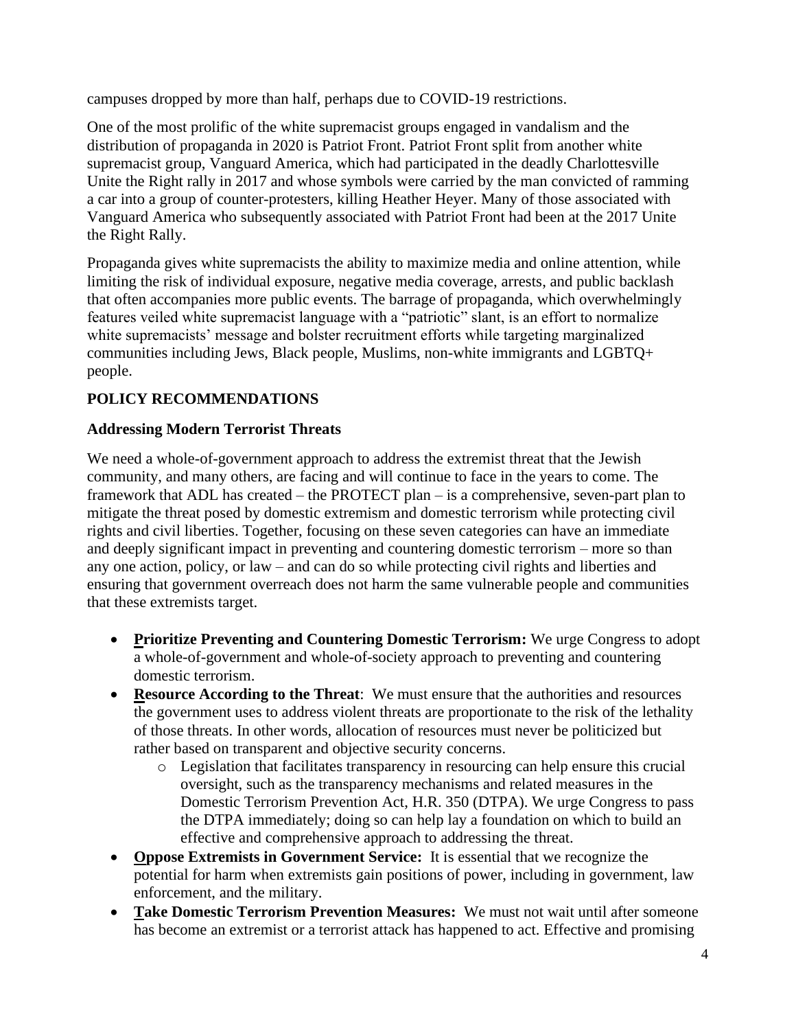campuses dropped by more than half, perhaps due to COVID-19 restrictions.

One of the most prolific of the white supremacist groups engaged in vandalism and the distribution of propaganda in 2020 is Patriot Front. Patriot Front split from another white supremacist group, Vanguard America, which had participated in the deadly Charlottesville Unite the Right rally in 2017 and whose symbols were carried by the man convicted of ramming a car into a group of counter-protesters, killing Heather Heyer. Many of those associated with Vanguard America who subsequently associated with Patriot Front had been at the 2017 Unite the Right Rally.

Propaganda gives white supremacists the ability to maximize media and online attention, while limiting the risk of individual exposure, negative media coverage, arrests, and public backlash that often accompanies more public events. The barrage of propaganda, which overwhelmingly features veiled white supremacist language with a "patriotic" slant, is an effort to normalize white supremacists' message and bolster recruitment efforts while targeting marginalized communities including Jews, Black people, Muslims, non-white immigrants and LGBTQ+ people.

## POLICY RECOMMENDATIONS

### Addressing Modern Terrorist Threats

We need a whole-of-government approach to address the extremist threat that the Jewish community, and many others, are facing and will continue to face in the years to come. The framework that ADL has created – the PROTECT plan – is a comprehensive, seven-part plan to mitigate the threat posed by domestic extremism and domestic terrorism while protecting civil rights and civil liberties. Together, focusing on these seven categories can have an immediate and deeply significant impact in preventing and countering domestic terrorism – more so than any one action, policy, or law – and can do so while protecting civil rights and liberties and ensuring that government overreach does not harm the same vulnerable people and communities that these extremists target.

- **Prioritize Preventing and Countering Domestic Terrorism:** We urge Congress to adopt a whole-of-government and whole-of-society approach to preventing and countering domestic terrorism.
- **Resource According to the Threat**: We must ensure that the authorities and resources the government uses to address violent threats are proportionate to the risk of the lethality of those threats. In other words, allocation of resources must never be politicized but rather based on transparent and objective security concerns.
  - Legislation that facilitates transparency in resourcing can help ensure this crucial oversight, such as the transparency mechanisms and related measures in the Domestic Terrorism Prevention Act, H.R. 350 (DTPA). We urge Congress to pass the DTPA immediately; doing so can help lay a foundation on which to build an effective and comprehensive approach to addressing the threat.
- **Oppose Extremists in Government Service:** It is essential that we recognize the potential for harm when extremists gain positions of power, including in government, law enforcement, and the military.
- **Take Domestic Terrorism Prevention Measures:** We must not wait until after someone has become an extremist or a terrorist attack has happened to act. Effective and promising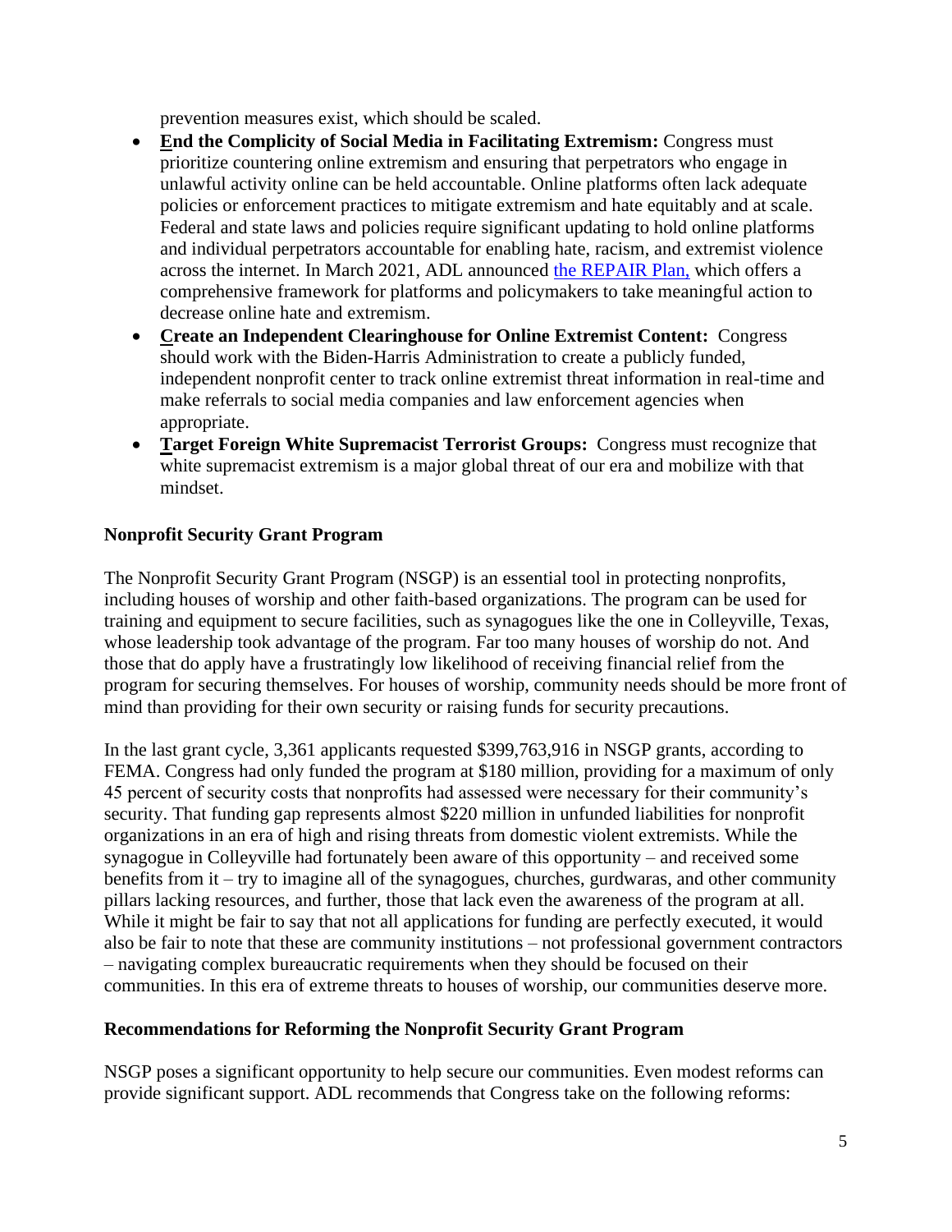prevention measures exist, which should be scaled.

- **End the Complicity of Social Media in Facilitating Extremism:** Congress must prioritize countering online extremism and ensuring that perpetrators who engage in unlawful activity online can be held accountable. Online platforms often lack adequate policies or enforcement practices to mitigate extremism and hate equitably and at scale. Federal and state laws and policies require significant updating to hold online platforms and individual perpetrators accountable for enabling hate, racism, and extremist violence across the internet. In March 2021, ADL announced [the REPAIR Plan,](#) which offers a comprehensive framework for platforms and policymakers to take meaningful action to decrease online hate and extremism.
- **Create an Independent Clearinghouse for Online Extremist Content:** Congress should work with the Biden-Harris Administration to create a publicly funded, independent nonprofit center to track online extremist threat information in real-time and make referrals to social media companies and law enforcement agencies when appropriate.
- **Target Foreign White Supremacist Terrorist Groups:** Congress must recognize that white supremacist extremism is a major global threat of our era and mobilize with that mindset.

**Nonprofit Security Grant Program**

The Nonprofit Security Grant Program (NSGP) is an essential tool in protecting nonprofits, including houses of worship and other faith-based organizations. The program can be used for training and equipment to secure facilities, such as synagogues like the one in Colleyville, Texas, whose leadership took advantage of the program. Far too many houses of worship do not. And those that do apply have a frustratingly low likelihood of receiving financial relief from the program for securing themselves. For houses of worship, community needs should be more front of mind than providing for their own security or raising funds for security precautions.

In the last grant cycle, 3,361 applicants requested $399,763,916 in NSGP grants, according to FEMA. Congress had only funded the program at $180 million, providing for a maximum of only 45 percent of security costs that nonprofits had assessed were necessary for their community's security. That funding gap represents almost $220 million in unfunded liabilities for nonprofit organizations in an era of high and rising threats from domestic violent extremists. While the synagogue in Colleyville had fortunately been aware of this opportunity – and received some benefits from it – try to imagine all of the synagogues, churches, gurdwaras, and other community pillars lacking resources, and further, those that lack even the awareness of the program at all. While it might be fair to say that not all applications for funding are perfectly executed, it would also be fair to note that these are community institutions – not professional government contractors – navigating complex bureaucratic requirements when they should be focused on their communities. In this era of extreme threats to houses of worship, our communities deserve more.

**Recommendations for Reforming the Nonprofit Security Grant Program**

NSGP poses a significant opportunity to help secure our communities. Even modest reforms can provide significant support. ADL recommends that Congress take on the following reforms: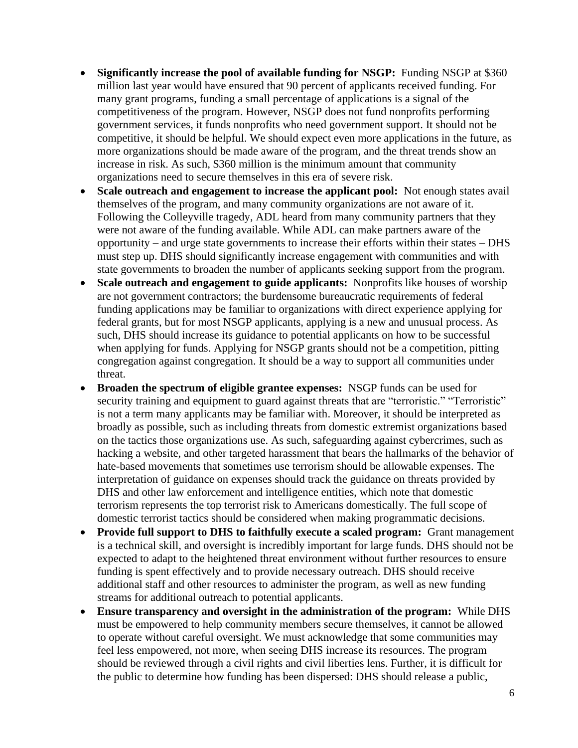- **Significantly increase the pool of available funding for NSGP:** Funding NSGP at $360 million last year would have ensured that 90 percent of applicants received funding. For many grant programs, funding a small percentage of applications is a signal of the competitiveness of the program. However, NSGP does not fund nonprofits performing government services, it funds nonprofits who need government support. It should not be competitive, it should be helpful. We should expect even more applications in the future, as more organizations should be made aware of the program, and the threat trends show an increase in risk. As such, $360 million is the minimum amount that community organizations need to secure themselves in this era of severe risk.
- **Scale outreach and engagement to increase the applicant pool:** Not enough states avail themselves of the program, and many community organizations are not aware of it. Following the Colleyville tragedy, ADL heard from many community partners that they were not aware of the funding available. While ADL can make partners aware of the opportunity – and urge state governments to increase their efforts within their states – DHS must step up. DHS should significantly increase engagement with communities and with state governments to broaden the number of applicants seeking support from the program.
- **Scale outreach and engagement to guide applicants:** Nonprofits like houses of worship are not government contractors; the burdensome bureaucratic requirements of federal funding applications may be familiar to organizations with direct experience applying for federal grants, but for most NSGP applicants, applying is a new and unusual process. As such, DHS should increase its guidance to potential applicants on how to be successful when applying for funds. Applying for NSGP grants should not be a competition, pitting congregation against congregation. It should be a way to support all communities under threat.
- **Broaden the spectrum of eligible grantee expenses:** NSGP funds can be used for security training and equipment to guard against threats that are "terroristic." "Terroristic" is not a term many applicants may be familiar with. Moreover, it should be interpreted as broadly as possible, such as including threats from domestic extremist organizations based on the tactics those organizations use. As such, safeguarding against cybercrimes, such as hacking a website, and other targeted harassment that bears the hallmarks of the behavior of hate-based movements that sometimes use terrorism should be allowable expenses. The interpretation of guidance on expenses should track the guidance on threats provided by DHS and other law enforcement and intelligence entities, which note that domestic terrorism represents the top terrorist risk to Americans domestically. The full scope of domestic terrorist tactics should be considered when making programmatic decisions.
- **Provide full support to DHS to faithfully execute a scaled program:** Grant management is a technical skill, and oversight is incredibly important for large funds. DHS should not be expected to adapt to the heightened threat environment without further resources to ensure funding is spent effectively and to provide necessary outreach. DHS should receive additional staff and other resources to administer the program, as well as new funding streams for additional outreach to potential applicants.
- **Ensure transparency and oversight in the administration of the program:** While DHS must be empowered to help community members secure themselves, it cannot be allowed to operate without careful oversight. We must acknowledge that some communities may feel less empowered, not more, when seeing DHS increase its resources. The program should be reviewed through a civil rights and civil liberties lens. Further, it is difficult for the public to determine how funding has been dispersed: DHS should release a public,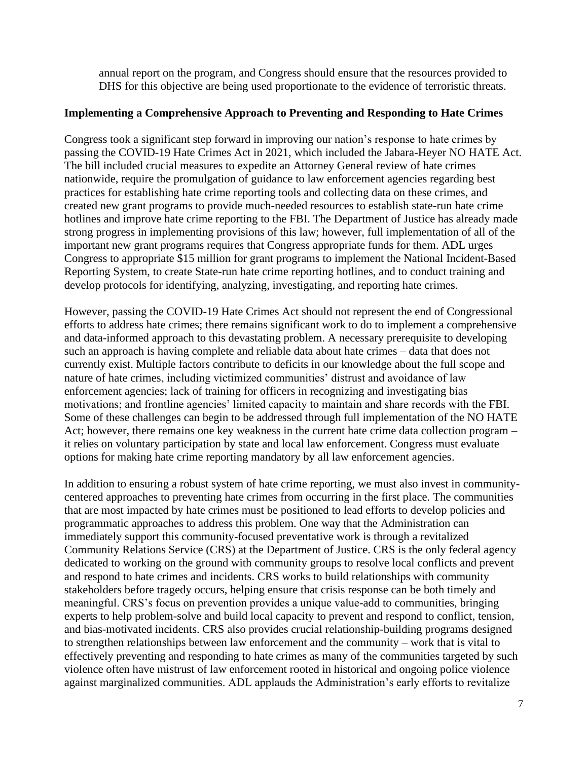annual report on the program, and Congress should ensure that the resources provided to DHS for this objective are being used proportionate to the evidence of terroristic threats.

**Implementing a Comprehensive Approach to Preventing and Responding to Hate Crimes**

Congress took a significant step forward in improving our nation's response to hate crimes by passing the COVID-19 Hate Crimes Act in 2021, which included the Jabara-Heyer NO HATE Act. The bill included crucial measures to expedite an Attorney General review of hate crimes nationwide, require the promulgation of guidance to law enforcement agencies regarding best practices for establishing hate crime reporting tools and collecting data on these crimes, and created new grant programs to provide much-needed resources to establish state-run hate crime hotlines and improve hate crime reporting to the FBI. The Department of Justice has already made strong progress in implementing provisions of this law; however, full implementation of all of the important new grant programs requires that Congress appropriate funds for them. ADL urges Congress to appropriate $15 million for grant programs to implement the National Incident-Based Reporting System, to create State-run hate crime reporting hotlines, and to conduct training and develop protocols for identifying, analyzing, investigating, and reporting hate crimes.

However, passing the COVID-19 Hate Crimes Act should not represent the end of Congressional efforts to address hate crimes; there remains significant work to do to implement a comprehensive and data-informed approach to this devastating problem. A necessary prerequisite to developing such an approach is having complete and reliable data about hate crimes – data that does not currently exist. Multiple factors contribute to deficits in our knowledge about the full scope and nature of hate crimes, including victimized communities' distrust and avoidance of law enforcement agencies; lack of training for officers in recognizing and investigating bias motivations; and frontline agencies' limited capacity to maintain and share records with the FBI. Some of these challenges can begin to be addressed through full implementation of the NO HATE Act; however, there remains one key weakness in the current hate crime data collection program – it relies on voluntary participation by state and local law enforcement. Congress must evaluate options for making hate crime reporting mandatory by all law enforcement agencies.

In addition to ensuring a robust system of hate crime reporting, we must also invest in community-centered approaches to preventing hate crimes from occurring in the first place. The communities that are most impacted by hate crimes must be positioned to lead efforts to develop policies and programmatic approaches to address this problem. One way that the Administration can immediately support this community-focused preventative work is through a revitalized Community Relations Service (CRS) at the Department of Justice. CRS is the only federal agency dedicated to working on the ground with community groups to resolve local conflicts and prevent and respond to hate crimes and incidents. CRS works to build relationships with community stakeholders before tragedy occurs, helping ensure that crisis response can be both timely and meaningful. CRS's focus on prevention provides a unique value-add to communities, bringing experts to help problem-solve and build local capacity to prevent and respond to conflict, tension, and bias-motivated incidents. CRS also provides crucial relationship-building programs designed to strengthen relationships between law enforcement and the community – work that is vital to effectively preventing and responding to hate crimes as many of the communities targeted by such violence often have mistrust of law enforcement rooted in historical and ongoing police violence against marginalized communities. ADL applauds the Administration's early efforts to revitalize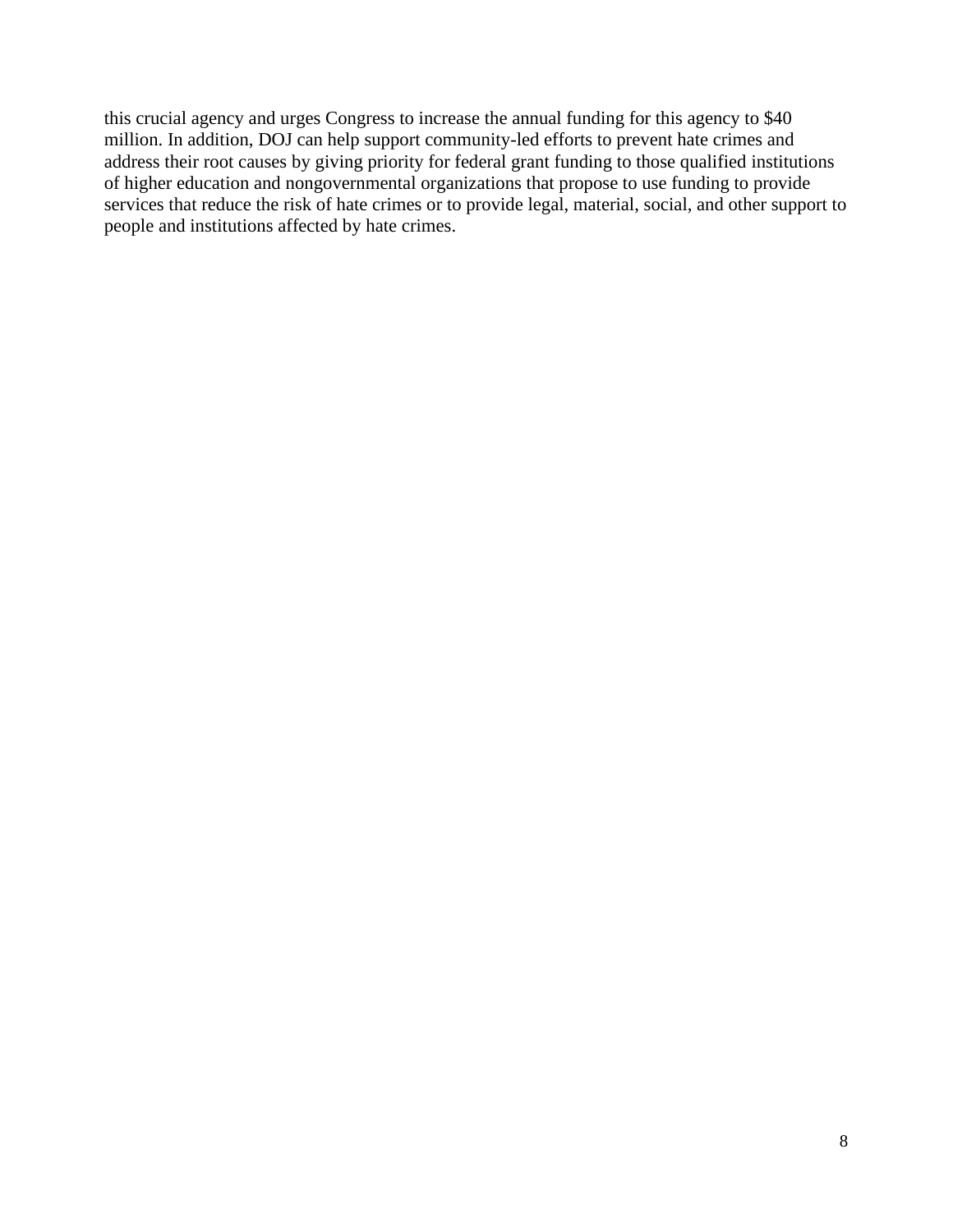this crucial agency and urges Congress to increase the annual funding for this agency to $40 million. In addition, DOJ can help support community-led efforts to prevent hate crimes and address their root causes by giving priority for federal grant funding to those qualified institutions of higher education and nongovernmental organizations that propose to use funding to provide services that reduce the risk of hate crimes or to provide legal, material, social, and other support to people and institutions affected by hate crimes.